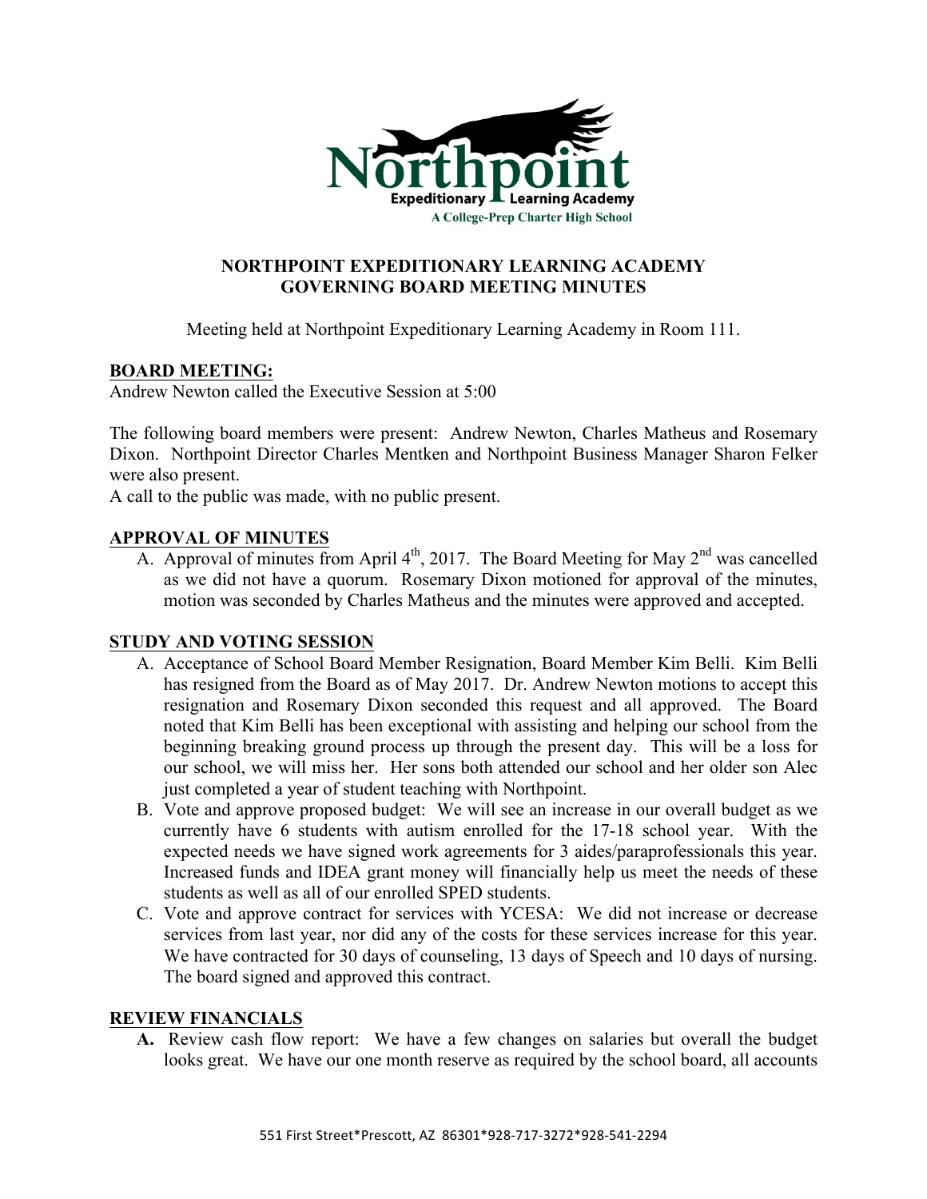# NORTHPOINT EXPEDITIONARY LEARNING ACADEMY
# GOVERNING BOARD MEETING MINUTES

Meeting held at Northpoint Expeditionary Learning Academy in Room 111.

## BOARD MEETING:

Andrew Newton called the Executive Session at 5:00

The following board members were present: Andrew Newton, Charles Matheus and Rosemary Dixon. Northpoint Director Charles Mentken and Northpoint Business Manager Sharon Felker were also present.

A call to the public was made, with no public present.

## APPROVAL OF MINUTES

A. Approval of minutes from April 4th, 2017. The Board Meeting for May 2nd was cancelled as we did not have a quorum. Rosemary Dixon motioned for approval of the minutes, motion was seconded by Charles Matheus and the minutes were approved and accepted.

## STUDY AND VOTING SESSION

A. Acceptance of School Board Member Resignation, Board Member Kim Belli. Kim Belli has resigned from the Board as of May 2017. Dr. Andrew Newton motions to accept this resignation and Rosemary Dixon seconded this request and all approved. The Board noted that Kim Belli has been exceptional with assisting and helping our school from the beginning breaking ground process up through the present day. This will be a loss for our school, we will miss her. Her sons both attended our school and her older son Alec just completed a year of student teaching with Northpoint.

B. Vote and approve proposed budget: We will see an increase in our overall budget as we currently have 6 students with autism enrolled for the 17-18 school year. With the expected needs we have signed work agreements for 3 aides/paraprofessionals this year. Increased funds and IDEA grant money will financially help us meet the needs of these students as well as all of our enrolled SPED students.

C. Vote and approve contract for services with YCESA: We did not increase or decrease services from last year, nor did any of the costs for these services increase for this year. We have contracted for 30 days of counseling, 13 days of Speech and 10 days of nursing. The board signed and approved this contract.

## REVIEW FINANCIALS

**A.** Review cash flow report: We have a few changes on salaries but overall the budget looks great. We have our one month reserve as required by the school board, all accounts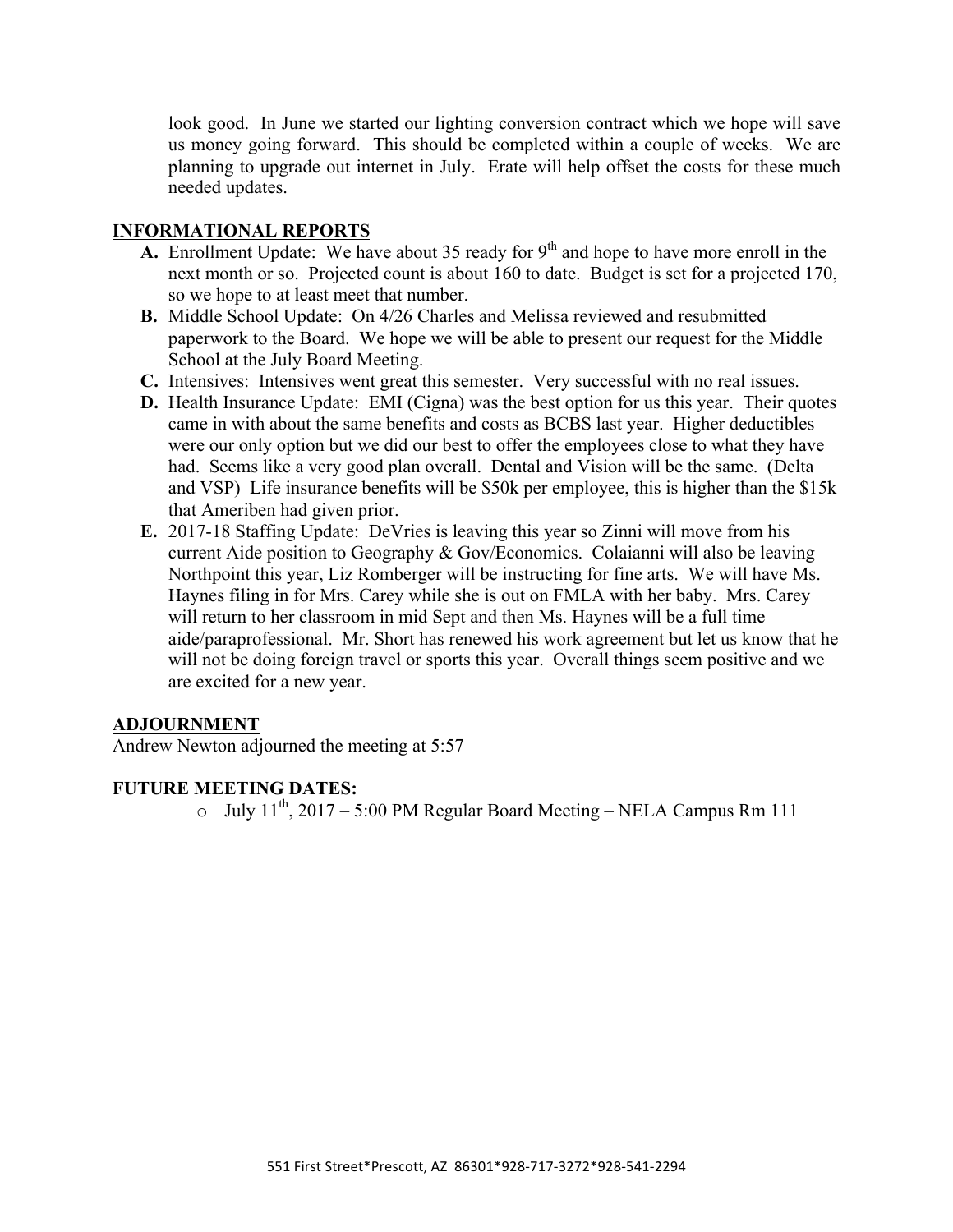look good. In June we started our lighting conversion contract which we hope will save us money going forward. This should be completed within a couple of weeks. We are planning to upgrade out internet in July. Erate will help offset the costs for these much needed updates.

## INFORMATIONAL REPORTS

**A.** Enrollment Update: We have about 35 ready for 9th and hope to have more enroll in the next month or so. Projected count is about 160 to date. Budget is set for a projected 170, so we hope to at least meet that number.

**B.** Middle School Update: On 4/26 Charles and Melissa reviewed and resubmitted paperwork to the Board. We hope we will be able to present our request for the Middle School at the July Board Meeting.

**C.** Intensives: Intensives went great this semester. Very successful with no real issues.

**D.** Health Insurance Update: EMI (Cigna) was the best option for us this year. Their quotes came in with about the same benefits and costs as BCBS last year. Higher deductibles were our only option but we did our best to offer the employees close to what they have had. Seems like a very good plan overall. Dental and Vision will be the same. (Delta and VSP) Life insurance benefits will be $50k per employee, this is higher than the $15k that Ameriben had given prior.

**E.** 2017-18 Staffing Update: DeVries is leaving this year so Zinni will move from his current Aide position to Geography & Gov/Economics. Colaianni will also be leaving Northpoint this year, Liz Romberger will be instructing for fine arts. We will have Ms. Haynes filing in for Mrs. Carey while she is out on FMLA with her baby. Mrs. Carey will return to her classroom in mid Sept and then Ms. Haynes will be a full time aide/paraprofessional. Mr. Short has renewed his work agreement but let us know that he will not be doing foreign travel or sports this year. Overall things seem positive and we are excited for a new year.

## ADJOURNMENT

Andrew Newton adjourned the meeting at 5:57

## FUTURE MEETING DATES:

- July 11th, 2017 – 5:00 PM Regular Board Meeting – NELA Campus Rm 111